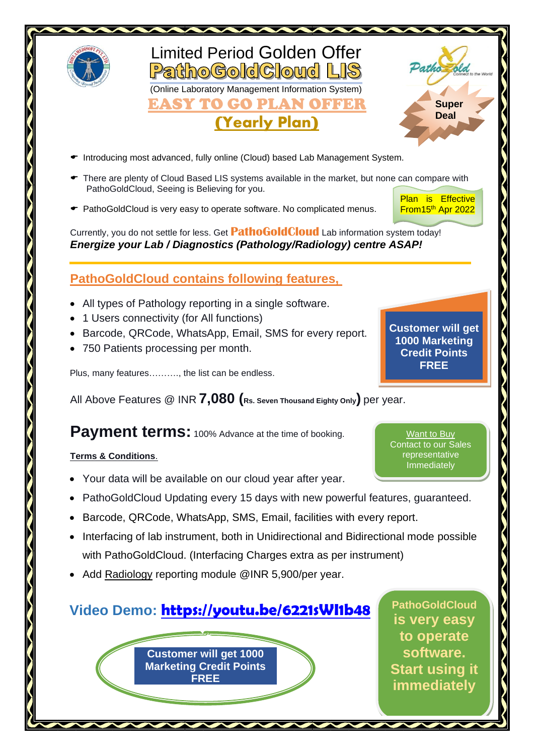# Limited Period Golden Offer

# PathoGoldCloud LIS

(Online Laboratory Management Information System)

## EASY TO GO PLAN OFFER

## (Yearly Plan)

Super Deal

- Introducing most advanced, fully online (Cloud) based Lab Management System.
- There are plenty of Cloud Based LIS systems available in the market, but none can compare with PathoGoldCloud, Seeing is Believing for you.
- PathoGoldCloud is very easy to operate software. No complicated menus.

Plan is Effective From 15th Apr 2022

Currently, you do not settle for less. Get **PathoGoldCloud** Lab information system today!
***Energize your Lab / Diagnostics (Pathology/Radiology) centre ASAP!***

## PathoGoldCloud contains following features,

- All types of Pathology reporting in a single software.
- 1 Users connectivity (for All functions)
- Barcode, QRCode, WhatsApp, Email, SMS for every report.
- 750 Patients processing per month.

Plus, many features………., the list can be endless.

**Customer will get 1000 Marketing Credit Points FREE**

All Above Features @ INR **7,080** (**Rs. Seven Thousand Eighty Only**) per year.

## Payment terms: 100% Advance at the time of booking.

Want to Buy
Contact to our Sales representative Immediately

**Terms & Conditions**.

- Your data will be available on our cloud year after year.
- PathoGoldCloud Updating every 15 days with new powerful features, guaranteed.
- Barcode, QRCode, WhatsApp, SMS, Email, facilities with every report.
- Interfacing of lab instrument, both in Unidirectional and Bidirectional mode possible with PathoGoldCloud. (Interfacing Charges extra as per instrument)
- Add Radiology reporting module @INR 5,900/per year.

## Video Demo: https://youtu.be/6221sWI1b48

**Customer will get 1000 Marketing Credit Points FREE**

**PathoGoldCloud is very easy to operate software. Start using it immediately**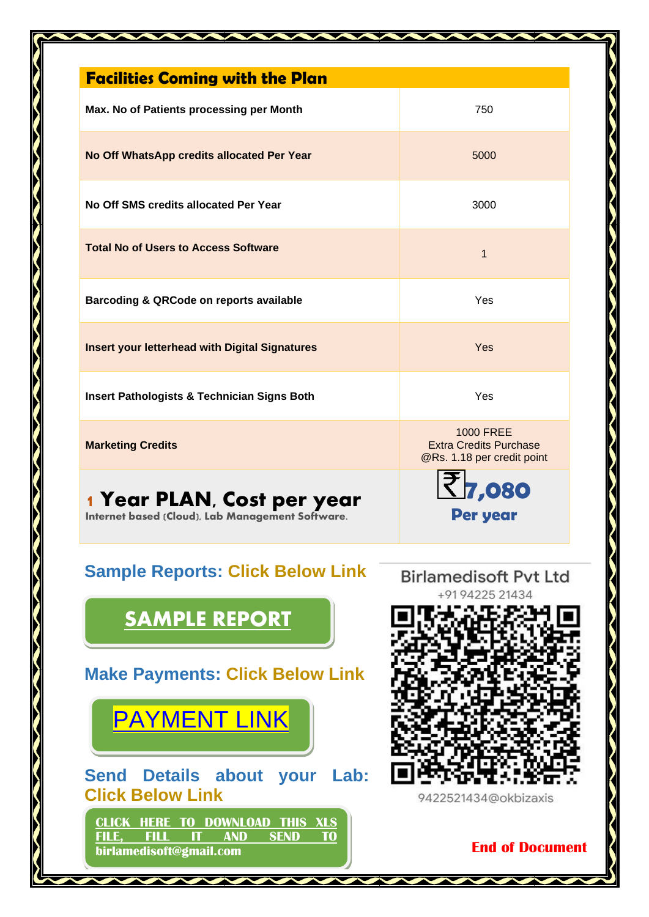| Facilities Coming with the Plan | |
|---|---|
| **Max. No of Patients processing per Month** | 750 |
| **No Off WhatsApp credits allocated Per Year** | 5000 |
| **No Off SMS credits allocated Per Year** | 3000 |
| **Total No of Users to Access Software** | 1 |
| **Barcoding & QRCode on reports available** | Yes |
| **Insert your letterhead with Digital Signatures** | Yes |
| **Insert Pathologists & Technician Signs Both** | Yes |
| **Marketing Credits** | 1000 FREE<br>Extra Credits Purchase<br>@Rs. 1.18 per credit point |
| **1 Year PLAN, Cost per year**<br>Internet based (Cloud), Lab Management Software. | **₹7,080**<br>**Per year** |

**Sample Reports: Click Below Link**

**SAMPLE REPORT**

**Make Payments: Click Below Link**

PAYMENT LINK

**Send Details about your Lab: Click Below Link**

**CLICK HERE TO DOWNLOAD THIS XLS FILE, FILL IT AND SEND TO birlamedisoft@gmail.com**

Birlamedisoft Pvt Ltd
+91 94225 21434

9422521434@okbizaxis

**End of Document**